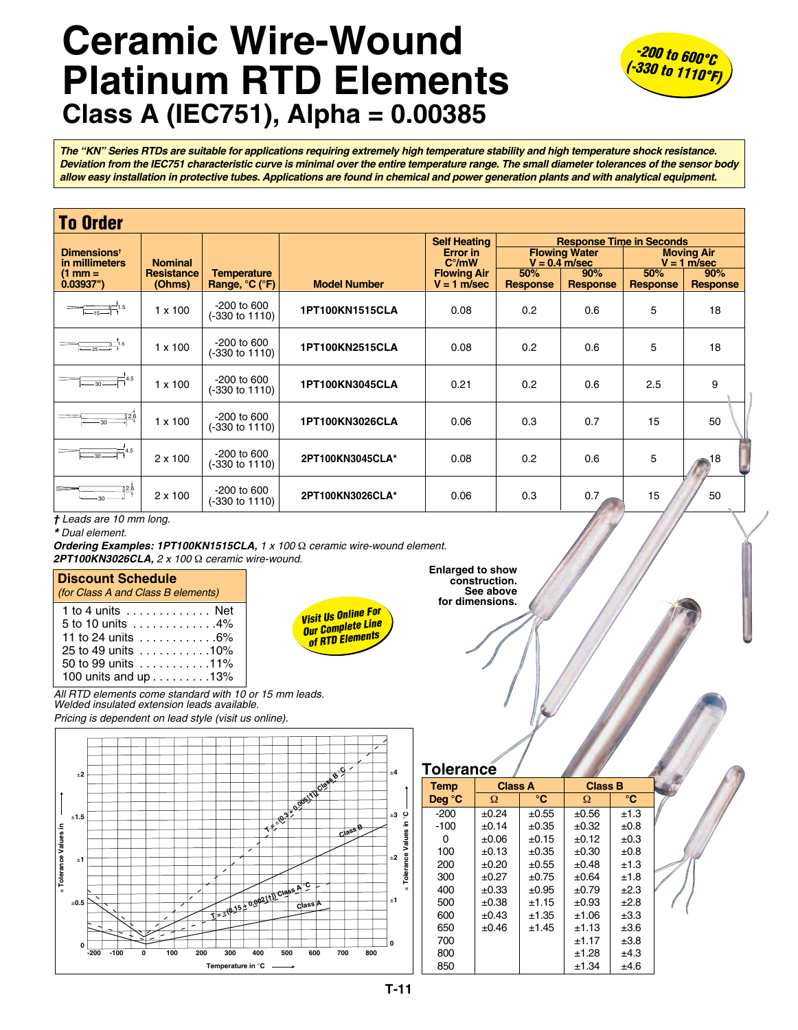# Ceramic Wire-Wound Platinum RTD Elements

## Class A (IEC751), Alpha = 0.00385

*-200 to 600°C (-330 to 1110°F)*

***The "KN" Series RTDs are suitable for applications requiring extremely high temperature stability and high temperature shock resistance. Deviation from the IEC751 characteristic curve is minimal over the entire temperature range. The small diameter tolerances of the sensor body allow easy installation in protective tubes. Applications are found in chemical and power generation plants and with analytical equipment.***

## To Order

| Dimensions† in millimeters (1 mm = 0.03937") | Nominal Resistance (Ohms) | Temperature Range, °C (°F) | Model Number | Self Heating Error in C°/mW Flowing Air V = 1 m/sec | Response Time in Seconds: Flowing Water V = 0.4 m/sec 50% Response | Flowing Water 90% Response | Moving Air V = 1 m/sec 50% Response | Moving Air 90% Response |
|---|---|---|---|---|---|---|---|---|
| 15 x 1.5 | 1 x 100 | -200 to 600 (-330 to 1110) | **1PT100KN1515CLA** | 0.08 | 0.2 | 0.6 | 5 | 18 |
| 25 x 1.5 | 1 x 100 | -200 to 600 (-330 to 1110) | **1PT100KN2515CLA** | 0.08 | 0.2 | 0.6 | 5 | 18 |
| 30 x 4.5 | 1 x 100 | -200 to 600 (-330 to 1110) | **1PT100KN3045CLA** | 0.21 | 0.2 | 0.6 | 2.5 | 9 |
| 30 x 2.6 | 1 x 100 | -200 to 600 (-330 to 1110) | **1PT100KN3026CLA** | 0.06 | 0.3 | 0.7 | 15 | 50 |
| 30 x 4.5 | 2 x 100 | -200 to 600 (-330 to 1110) | **2PT100KN3045CLA*** | 0.08 | 0.2 | 0.6 | 5 | 18 |
| 30 x 2.6 | 2 x 100 | -200 to 600 (-330 to 1110) | **2PT100KN3026CLA*** | 0.06 | 0.3 | 0.7 | 15 | 50 |

*† Leads are 10 mm long.*
*\* Dual element.*

***Ordering Examples: 1PT100KN1515CLA,*** *1 x 100 Ω ceramic wire-wound element.*
***2PT100KN3026CLA,*** *2 x 100 Ω ceramic wire-wound.*

**Enlarged to show construction. See above for dimensions.**

### Discount Schedule
*(for Class A and Class B elements)*

- 1 to 4 units ............. Net
- 5 to 10 units .............4%
- 11 to 24 units ............6%
- 25 to 49 units ...........10%
- 50 to 99 units ...........11%
- 100 units and up .........13%

***Visit Us Online For Our Complete Line of RTD Elements***

*All RTD elements come standard with 10 or 15 mm leads. Welded insulated extension leads available.*
*Pricing is dependent on lead style (visit us online).*

$T = \pm(0.3 + 0.005|T|)$ Class B °C

$T = \pm(0.15 + 0.002|T|)$ Class A °C

## Tolerance

| Temp Deg °C | Class A Ω | Class A °C | Class B Ω | Class B °C |
|---|---|---|---|---|
| -200 | ±0.24 | ±0.55 | ±0.56 | ±1.3 |
| -100 | ±0.14 | ±0.35 | ±0.32 | ±0.8 |
| 0 | ±0.06 | ±0.15 | ±0.12 | ±0.3 |
| 100 | ±0.13 | ±0.35 | ±0.30 | ±0.8 |
| 200 | ±0.20 | ±0.55 | ±0.48 | ±1.3 |
| 300 | ±0.27 | ±0.75 | ±0.64 | ±1.8 |
| 400 | ±0.33 | ±0.95 | ±0.79 | ±2.3 |
| 500 | ±0.38 | ±1.15 | ±0.93 | ±2.8 |
| 600 | ±0.43 | ±1.35 | ±1.06 | ±3.3 |
| 650 | ±0.46 | ±1.45 | ±1.13 | ±3.6 |
| 700 | | | ±1.17 | ±3.8 |
| 800 | | | ±1.28 | ±4.3 |
| 850 | | | ±1.34 | ±4.6 |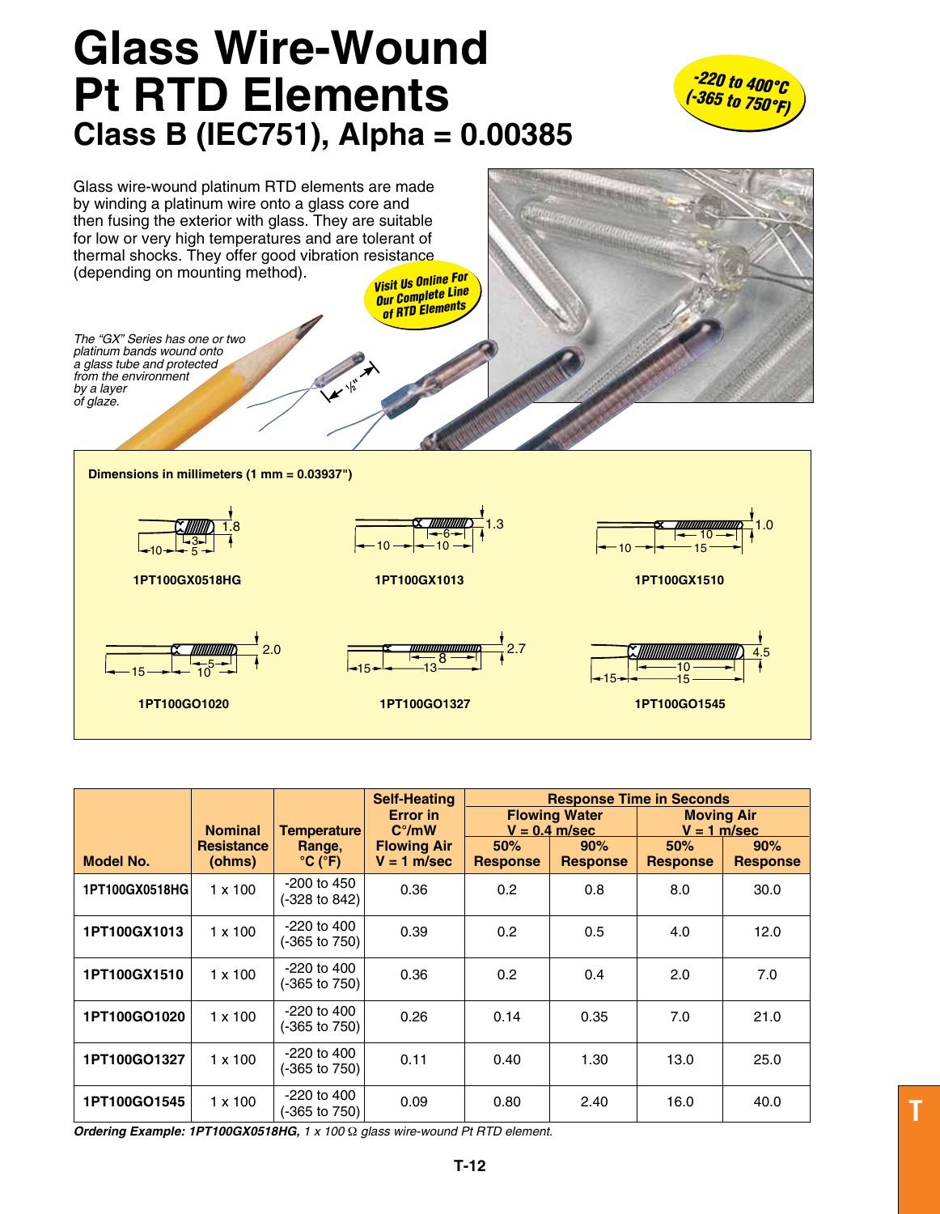# Glass Wire-Wound Pt RTD Elements

## Class B (IEC751), Alpha = 0.00385

-220 to 400°C (-365 to 750°F)

Glass wire-wound platinum RTD elements are made by winding a platinum wire onto a glass core and then fusing the exterior with glass. They are suitable for low or very high temperatures and are tolerant of thermal shocks. They offer good vibration resistance (depending on mounting method).

Visit Us Online For Our Complete Line of RTD Elements

*The "GX" Series has one or two platinum bands wound onto a glass tube and protected from the environment by a layer of glaze.*

½"

**Dimensions in millimeters (1 mm = 0.03937")**

1.8
10
3
5
**1PT100GX0518HG**

1.3
6
10
10
**1PT100GX1013**

1.0
10
10
15
**1PT100GX1510**

2.0
15
5
10
**1PT100GO1020**

2.7
15
8
13
**1PT100GO1327**

4.5
15
10
15
**1PT100GO1545**

| Model No. | Nominal Resistance (ohms) | Temperature Range, °C (°F) | Self-Heating Error in C°/mW Flowing Air V = 1 m/sec | Response Time in Seconds: Flowing Water V = 0.4 m/sec, 50% Response | Flowing Water V = 0.4 m/sec, 90% Response | Moving Air V = 1 m/sec, 50% Response | Moving Air V = 1 m/sec, 90% Response |
|---|---|---|---|---|---|---|---|
| 1PT100GX0518HG | 1 x 100 | -200 to 450 (-328 to 842) | 0.36 | 0.2 | 0.8 | 8.0 | 30.0 |
| 1PT100GX1013 | 1 x 100 | -220 to 400 (-365 to 750) | 0.39 | 0.2 | 0.5 | 4.0 | 12.0 |
| 1PT100GX1510 | 1 x 100 | -220 to 400 (-365 to 750) | 0.36 | 0.2 | 0.4 | 2.0 | 7.0 |
| 1PT100GO1020 | 1 x 100 | -220 to 400 (-365 to 750) | 0.26 | 0.14 | 0.35 | 7.0 | 21.0 |
| 1PT100GO1327 | 1 x 100 | -220 to 400 (-365 to 750) | 0.11 | 0.40 | 1.30 | 13.0 | 25.0 |
| 1PT100GO1545 | 1 x 100 | -220 to 400 (-365 to 750) | 0.09 | 0.80 | 2.40 | 16.0 | 40.0 |

***Ordering Example: 1PT100GX0518HG,*** *1 x 100 Ω glass wire-wound Pt RTD element.*